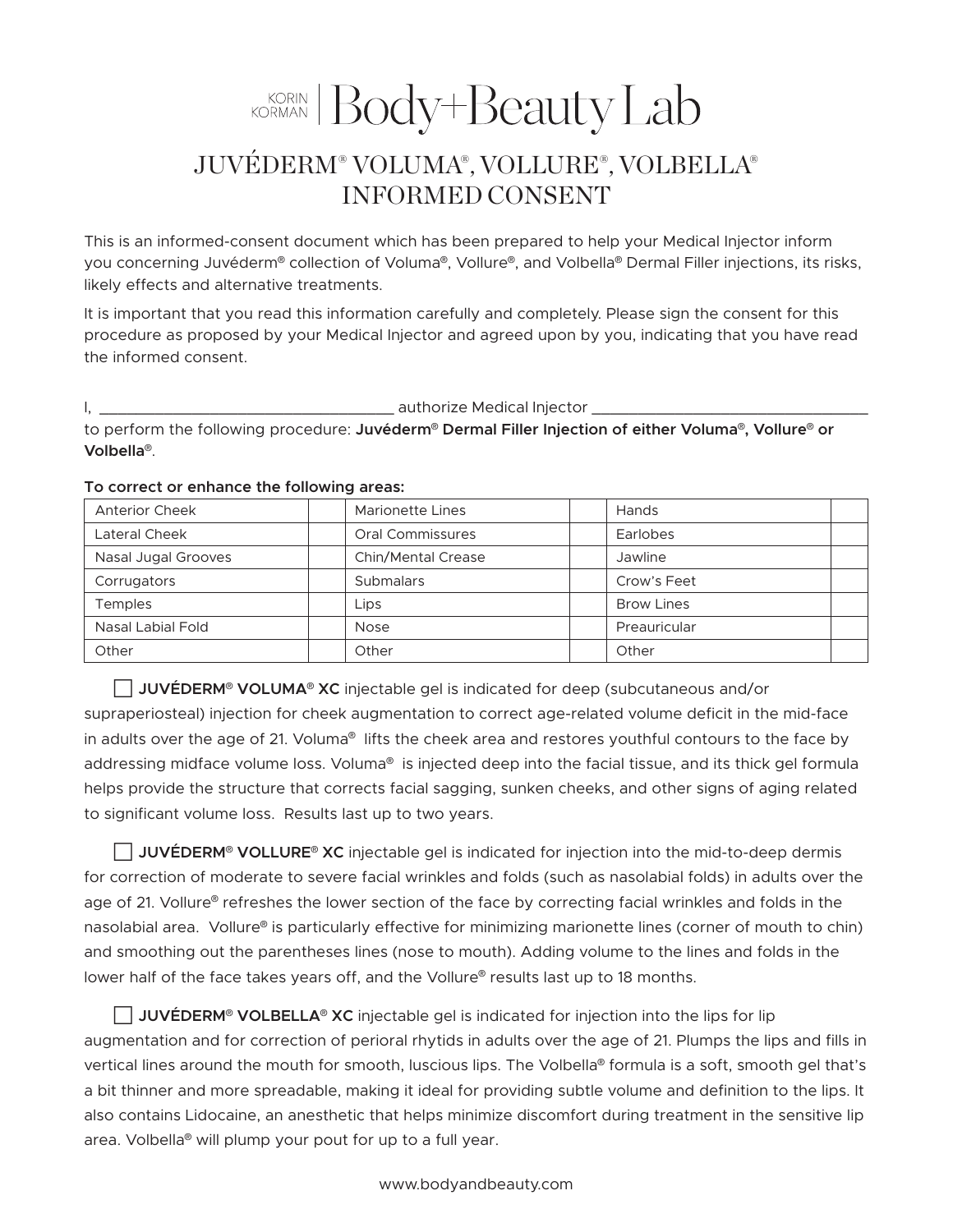# KORIN KORMAN | Body+Beauty Lab

## JUVÉDERM® VOLUMA®, VOLLURE®, VOLBELLA® INFORMED CONSENT

This is an informed-consent document which has been prepared to help your Medical Injector inform you concerning Juvéderm® collection of Voluma®, Vollure®, and Volbella® Dermal Filler injections, its risks, likely effects and alternative treatments.

It is important that you read this information carefully and completely. Please sign the consent for this procedure as proposed by your Medical Injector and agreed upon by you, indicating that you have read the informed consent.

I, ___________________________________ authorize Medical Injector _________________________________ to perform the following procedure: **Juvéderm® Dermal Filler Injection of either Voluma®, Vollure® or Volbella®**.

**To correct or enhance the following areas:**

| | | | | | |
|---|---|---|---|---|---|
| Anterior Cheek | | Marionette Lines | | Hands | |
| Lateral Cheek | | Oral Commissures | | Earlobes | |
| Nasal Jugal Grooves | | Chin/Mental Crease | | Jawline | |
| Corrugators | | Submalars | | Crow's Feet | |
| Temples | | Lips | | Brow Lines | |
| Nasal Labial Fold | | Nose | | Preauricular | |
| Other | | Other | | Other | |

☐ **JUVÉDERM® VOLUMA® XC** injectable gel is indicated for deep (subcutaneous and/or supraperiosteal) injection for cheek augmentation to correct age-related volume deficit in the mid-face in adults over the age of 21. Voluma® lifts the cheek area and restores youthful contours to the face by addressing midface volume loss. Voluma® is injected deep into the facial tissue, and its thick gel formula helps provide the structure that corrects facial sagging, sunken cheeks, and other signs of aging related to significant volume loss. Results last up to two years.

☐ **JUVÉDERM® VOLLURE® XC** injectable gel is indicated for injection into the mid-to-deep dermis for correction of moderate to severe facial wrinkles and folds (such as nasolabial folds) in adults over the age of 21. Vollure® refreshes the lower section of the face by correcting facial wrinkles and folds in the nasolabial area. Vollure® is particularly effective for minimizing marionette lines (corner of mouth to chin) and smoothing out the parentheses lines (nose to mouth). Adding volume to the lines and folds in the lower half of the face takes years off, and the Vollure® results last up to 18 months.

☐ **JUVÉDERM® VOLBELLA® XC** injectable gel is indicated for injection into the lips for lip augmentation and for correction of perioral rhytids in adults over the age of 21. Plumps the lips and fills in vertical lines around the mouth for smooth, luscious lips. The Volbella® formula is a soft, smooth gel that's a bit thinner and more spreadable, making it ideal for providing subtle volume and definition to the lips. It also contains Lidocaine, an anesthetic that helps minimize discomfort during treatment in the sensitive lip area. Volbella® will plump your pout for up to a full year.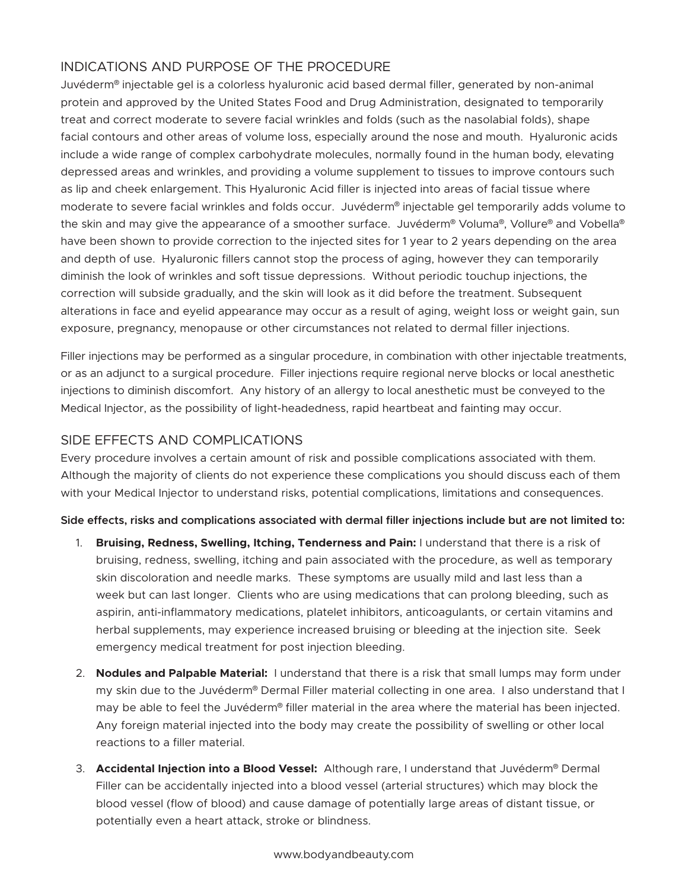## INDICATIONS AND PURPOSE OF THE PROCEDURE

Juvéderm® injectable gel is a colorless hyaluronic acid based dermal filler, generated by non-animal protein and approved by the United States Food and Drug Administration, designated to temporarily treat and correct moderate to severe facial wrinkles and folds (such as the nasolabial folds), shape facial contours and other areas of volume loss, especially around the nose and mouth. Hyaluronic acids include a wide range of complex carbohydrate molecules, normally found in the human body, elevating depressed areas and wrinkles, and providing a volume supplement to tissues to improve contours such as lip and cheek enlargement. This Hyaluronic Acid filler is injected into areas of facial tissue where moderate to severe facial wrinkles and folds occur. Juvéderm® injectable gel temporarily adds volume to the skin and may give the appearance of a smoother surface. Juvéderm® Voluma®, Vollure® and Vobella® have been shown to provide correction to the injected sites for 1 year to 2 years depending on the area and depth of use. Hyaluronic fillers cannot stop the process of aging, however they can temporarily diminish the look of wrinkles and soft tissue depressions. Without periodic touchup injections, the correction will subside gradually, and the skin will look as it did before the treatment. Subsequent alterations in face and eyelid appearance may occur as a result of aging, weight loss or weight gain, sun exposure, pregnancy, menopause or other circumstances not related to dermal filler injections.

Filler injections may be performed as a singular procedure, in combination with other injectable treatments, or as an adjunct to a surgical procedure. Filler injections require regional nerve blocks or local anesthetic injections to diminish discomfort. Any history of an allergy to local anesthetic must be conveyed to the Medical Injector, as the possibility of light-headedness, rapid heartbeat and fainting may occur.

## SIDE EFFECTS AND COMPLICATIONS

Every procedure involves a certain amount of risk and possible complications associated with them. Although the majority of clients do not experience these complications you should discuss each of them with your Medical Injector to understand risks, potential complications, limitations and consequences.

**Side effects, risks and complications associated with dermal filler injections include but are not limited to:**

1. **Bruising, Redness, Swelling, Itching, Tenderness and Pain:** I understand that there is a risk of bruising, redness, swelling, itching and pain associated with the procedure, as well as temporary skin discoloration and needle marks. These symptoms are usually mild and last less than a week but can last longer. Clients who are using medications that can prolong bleeding, such as aspirin, anti-inflammatory medications, platelet inhibitors, anticoagulants, or certain vitamins and herbal supplements, may experience increased bruising or bleeding at the injection site. Seek emergency medical treatment for post injection bleeding.

2. **Nodules and Palpable Material:** I understand that there is a risk that small lumps may form under my skin due to the Juvéderm® Dermal Filler material collecting in one area. I also understand that I may be able to feel the Juvéderm® filler material in the area where the material has been injected. Any foreign material injected into the body may create the possibility of swelling or other local reactions to a filler material.

3. **Accidental Injection into a Blood Vessel:** Although rare, I understand that Juvéderm® Dermal Filler can be accidentally injected into a blood vessel (arterial structures) which may block the blood vessel (flow of blood) and cause damage of potentially large areas of distant tissue, or potentially even a heart attack, stroke or blindness.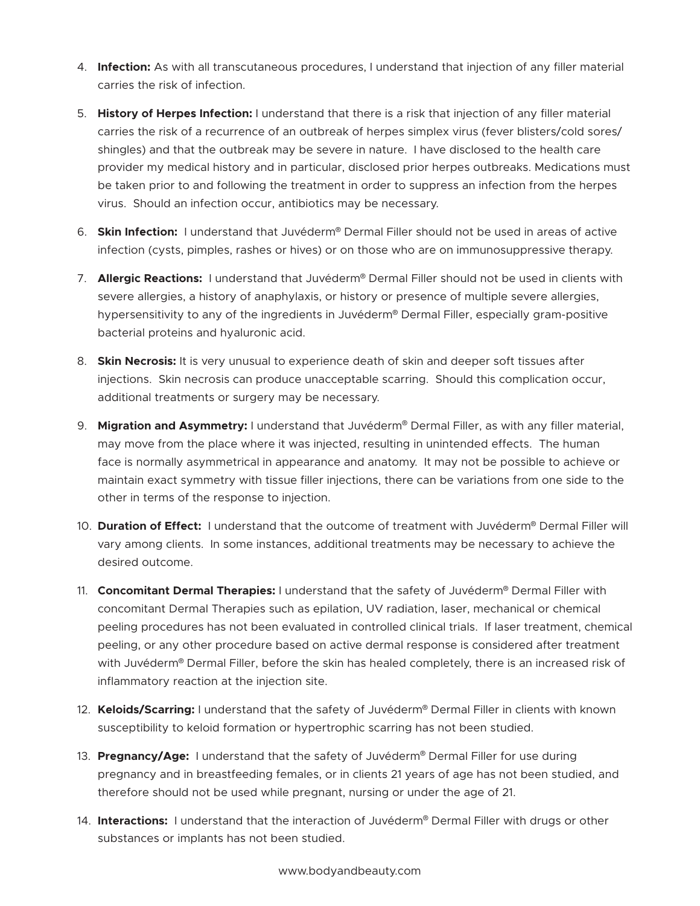4. **Infection:** As with all transcutaneous procedures, I understand that injection of any filler material carries the risk of infection.

5. **History of Herpes Infection:** I understand that there is a risk that injection of any filler material carries the risk of a recurrence of an outbreak of herpes simplex virus (fever blisters/cold sores/shingles) and that the outbreak may be severe in nature. I have disclosed to the health care provider my medical history and in particular, disclosed prior herpes outbreaks. Medications must be taken prior to and following the treatment in order to suppress an infection from the herpes virus. Should an infection occur, antibiotics may be necessary.

6. **Skin Infection:** I understand that Juvéderm® Dermal Filler should not be used in areas of active infection (cysts, pimples, rashes or hives) or on those who are on immunosuppressive therapy.

7. **Allergic Reactions:** I understand that Juvéderm® Dermal Filler should not be used in clients with severe allergies, a history of anaphylaxis, or history or presence of multiple severe allergies, hypersensitivity to any of the ingredients in Juvéderm® Dermal Filler, especially gram-positive bacterial proteins and hyaluronic acid.

8. **Skin Necrosis:** It is very unusual to experience death of skin and deeper soft tissues after injections. Skin necrosis can produce unacceptable scarring. Should this complication occur, additional treatments or surgery may be necessary.

9. **Migration and Asymmetry:** I understand that Juvéderm® Dermal Filler, as with any filler material, may move from the place where it was injected, resulting in unintended effects. The human face is normally asymmetrical in appearance and anatomy. It may not be possible to achieve or maintain exact symmetry with tissue filler injections, there can be variations from one side to the other in terms of the response to injection.

10. **Duration of Effect:** I understand that the outcome of treatment with Juvéderm® Dermal Filler will vary among clients. In some instances, additional treatments may be necessary to achieve the desired outcome.

11. **Concomitant Dermal Therapies:** I understand that the safety of Juvéderm® Dermal Filler with concomitant Dermal Therapies such as epilation, UV radiation, laser, mechanical or chemical peeling procedures has not been evaluated in controlled clinical trials. If laser treatment, chemical peeling, or any other procedure based on active dermal response is considered after treatment with Juvéderm® Dermal Filler, before the skin has healed completely, there is an increased risk of inflammatory reaction at the injection site.

12. **Keloids/Scarring:** I understand that the safety of Juvéderm® Dermal Filler in clients with known susceptibility to keloid formation or hypertrophic scarring has not been studied.

13. **Pregnancy/Age:** I understand that the safety of Juvéderm® Dermal Filler for use during pregnancy and in breastfeeding females, or in clients 21 years of age has not been studied, and therefore should not be used while pregnant, nursing or under the age of 21.

14. **Interactions:** I understand that the interaction of Juvéderm® Dermal Filler with drugs or other substances or implants has not been studied.

www.bodyandbeauty.com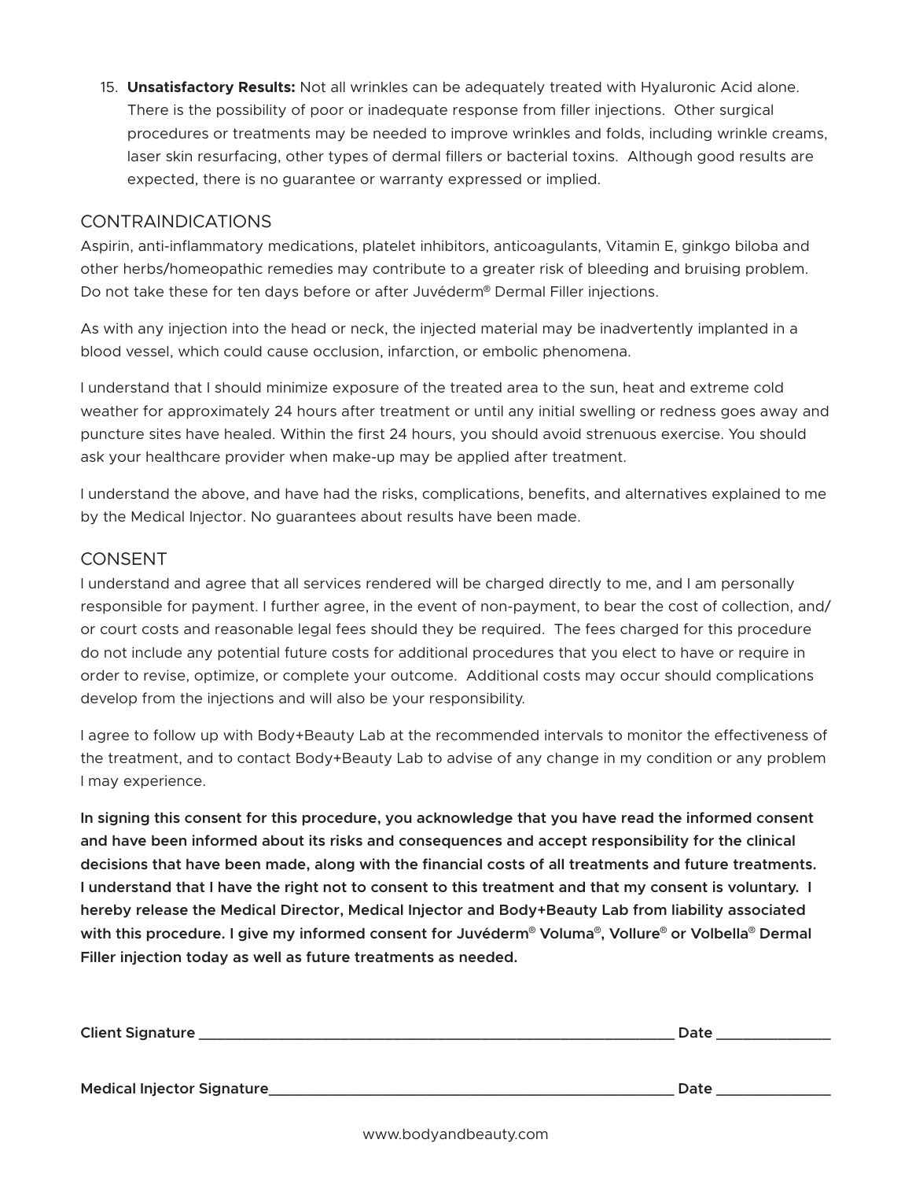15. **Unsatisfactory Results:** Not all wrinkles can be adequately treated with Hyaluronic Acid alone. There is the possibility of poor or inadequate response from filler injections. Other surgical procedures or treatments may be needed to improve wrinkles and folds, including wrinkle creams, laser skin resurfacing, other types of dermal fillers or bacterial toxins. Although good results are expected, there is no guarantee or warranty expressed or implied.

## CONTRAINDICATIONS

Aspirin, anti-inflammatory medications, platelet inhibitors, anticoagulants, Vitamin E, ginkgo biloba and other herbs/homeopathic remedies may contribute to a greater risk of bleeding and bruising problem. Do not take these for ten days before or after Juvéderm® Dermal Filler injections.

As with any injection into the head or neck, the injected material may be inadvertently implanted in a blood vessel, which could cause occlusion, infarction, or embolic phenomena.

I understand that I should minimize exposure of the treated area to the sun, heat and extreme cold weather for approximately 24 hours after treatment or until any initial swelling or redness goes away and puncture sites have healed. Within the first 24 hours, you should avoid strenuous exercise. You should ask your healthcare provider when make-up may be applied after treatment.

I understand the above, and have had the risks, complications, benefits, and alternatives explained to me by the Medical Injector. No guarantees about results have been made.

## CONSENT

I understand and agree that all services rendered will be charged directly to me, and I am personally responsible for payment. I further agree, in the event of non-payment, to bear the cost of collection, and/or court costs and reasonable legal fees should they be required. The fees charged for this procedure do not include any potential future costs for additional procedures that you elect to have or require in order to revise, optimize, or complete your outcome. Additional costs may occur should complications develop from the injections and will also be your responsibility.

I agree to follow up with Body+Beauty Lab at the recommended intervals to monitor the effectiveness of the treatment, and to contact Body+Beauty Lab to advise of any change in my condition or any problem I may experience.

**In signing this consent for this procedure, you acknowledge that you have read the informed consent and have been informed about its risks and consequences and accept responsibility for the clinical decisions that have been made, along with the financial costs of all treatments and future treatments. I understand that I have the right not to consent to this treatment and that my consent is voluntary. I hereby release the Medical Director, Medical Injector and Body+Beauty Lab from liability associated with this procedure. I give my informed consent for Juvéderm® Voluma®, Vollure® or Volbella® Dermal Filler injection today as well as future treatments as needed.**

**Client Signature** ____________________________________________ **Date** ______________

**Medical Injector Signature**____________________________________ **Date** ______________

www.bodyandbeauty.com